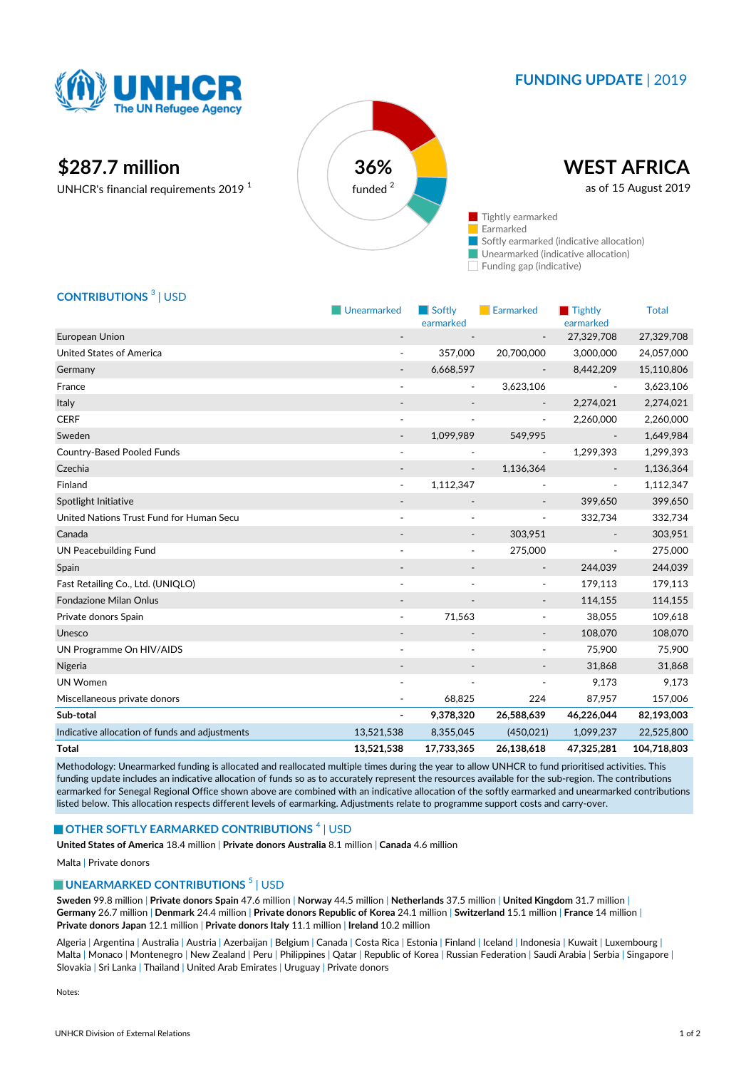UNHCR The UN Refugee Agency

**FUNDING UPDATE** | 2019

**$287.7 million**

UNHCR's financial requirements 2019 [1]

**36%** funded [2]

# WEST AFRICA

as of 15 August 2019

- Tightly earmarked
- Earmarked
- Softly earmarked (indicative allocation)
- Unearmarked (indicative allocation)
- Funding gap (indicative)

## CONTRIBUTIONS [3] | USD

| | Unearmarked | Softly earmarked | Earmarked | Tightly earmarked | Total |
|---|---|---|---|---|---|
| European Union | - | - | - | 27,329,708 | 27,329,708 |
| United States of America | - | 357,000 | 20,700,000 | 3,000,000 | 24,057,000 |
| Germany | - | 6,668,597 | - | 8,442,209 | 15,110,806 |
| France | - | - | 3,623,106 | - | 3,623,106 |
| Italy | - | - | - | 2,274,021 | 2,274,021 |
| CERF | - | - | - | 2,260,000 | 2,260,000 |
| Sweden | - | 1,099,989 | 549,995 | - | 1,649,984 |
| Country-Based Pooled Funds | - | - | - | 1,299,393 | 1,299,393 |
| Czechia | - | - | 1,136,364 | - | 1,136,364 |
| Finland | - | 1,112,347 | - | - | 1,112,347 |
| Spotlight Initiative | - | - | - | 399,650 | 399,650 |
| United Nations Trust Fund for Human Secu | - | - | - | 332,734 | 332,734 |
| Canada | - | - | 303,951 | - | 303,951 |
| UN Peacebuilding Fund | - | - | 275,000 | - | 275,000 |
| Spain | - | - | - | 244,039 | 244,039 |
| Fast Retailing Co., Ltd. (UNIQLO) | - | - | - | 179,113 | 179,113 |
| Fondazione Milan Onlus | - | - | - | 114,155 | 114,155 |
| Private donors Spain | - | 71,563 | - | 38,055 | 109,618 |
| Unesco | - | - | - | 108,070 | 108,070 |
| UN Programme On HIV/AIDS | - | - | - | 75,900 | 75,900 |
| Nigeria | - | - | - | 31,868 | 31,868 |
| UN Women | - | - | - | 9,173 | 9,173 |
| Miscellaneous private donors | - | 68,825 | 224 | 87,957 | 157,006 |
| **Sub-total** | **-** | **9,378,320** | **26,588,639** | **46,226,044** | **82,193,003** |
| Indicative allocation of funds and adjustments | 13,521,538 | 8,355,045 | (450,021) | 1,099,237 | 22,525,800 |
| **Total** | **13,521,538** | **17,733,365** | **26,138,618** | **47,325,281** | **104,718,803** |

Methodology: Unearmarked funding is allocated and reallocated multiple times during the year to allow UNHCR to fund prioritised activities. This funding update includes an indicative allocation of funds so as to accurately represent the resources available for the sub-region. The contributions earmarked for Senegal Regional Office shown above are combined with an indicative allocation of the softly earmarked and unearmarked contributions listed below. This allocation respects different levels of earmarking. Adjustments relate to programme support costs and carry-over.

## OTHER SOFTLY EARMARKED CONTRIBUTIONS [4] | USD

**United States of America** 18.4 million | **Private donors Australia** 8.1 million | **Canada** 4.6 million

Malta | Private donors

## UNEARMARKED CONTRIBUTIONS [5] | USD

**Sweden** 99.8 million | **Private donors Spain** 47.6 million | **Norway** 44.5 million | **Netherlands** 37.5 million | **United Kingdom** 31.7 million | **Germany** 26.7 million | **Denmark** 24.4 million | **Private donors Republic of Korea** 24.1 million | **Switzerland** 15.1 million | **France** 14 million | **Private donors Japan** 12.1 million | **Private donors Italy** 11.1 million | **Ireland** 10.2 million

Algeria | Argentina | Australia | Austria | Azerbaijan | Belgium | Canada | Costa Rica | Estonia | Finland | Iceland | Indonesia | Kuwait | Luxembourg | Malta | Monaco | Montenegro | New Zealand | Peru | Philippines | Qatar | Republic of Korea | Russian Federation | Saudi Arabia | Serbia | Singapore | Slovakia | Sri Lanka | Thailand | United Arab Emirates | Uruguay | Private donors

Notes: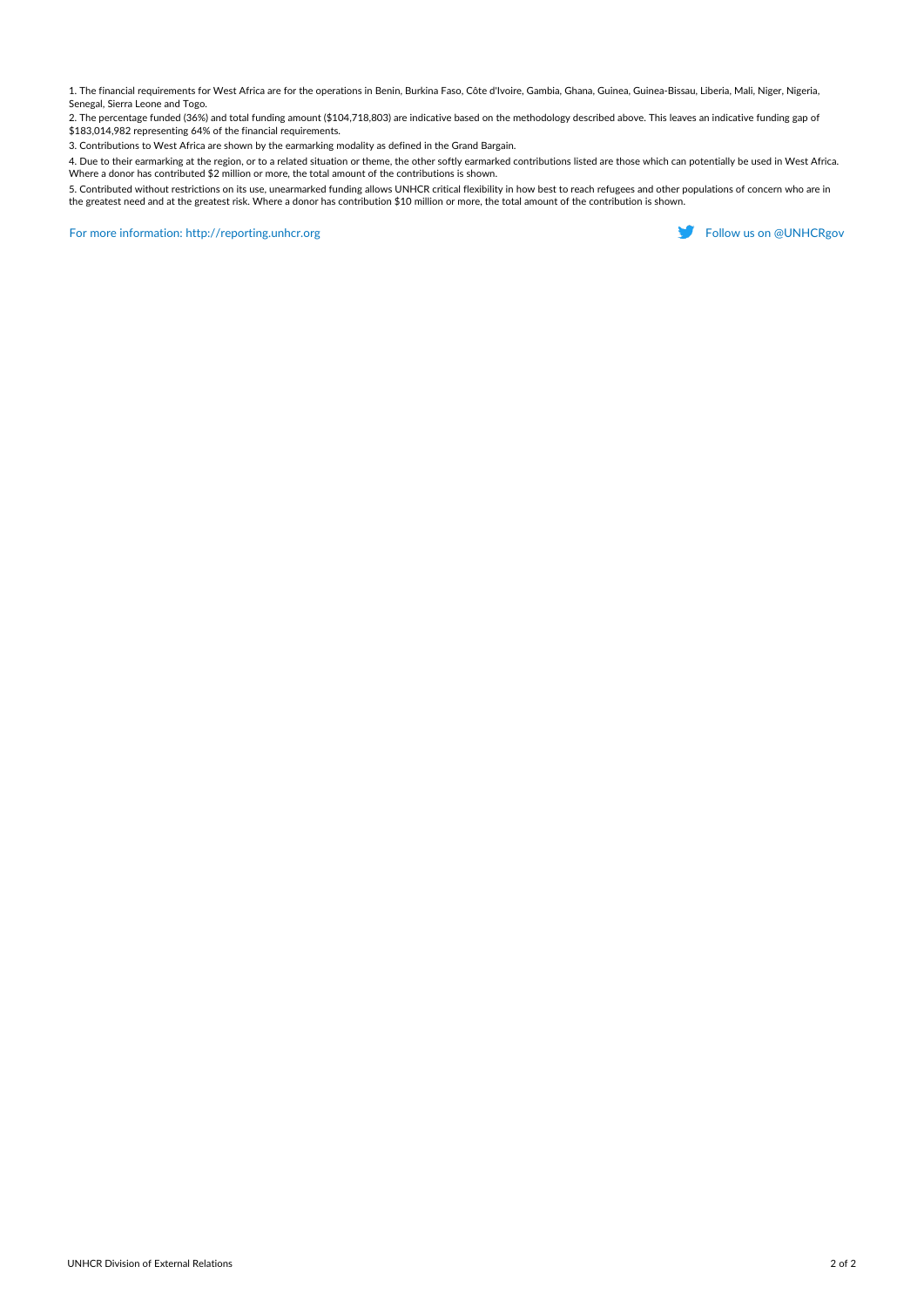1. The financial requirements for West Africa are for the operations in Benin, Burkina Faso, Côte d'Ivoire, Gambia, Ghana, Guinea, Guinea-Bissau, Liberia, Mali, Niger, Nigeria, Senegal, Sierra Leone and Togo.
2. The percentage funded (36%) and total funding amount ($104,718,803) are indicative based on the methodology described above. This leaves an indicative funding gap of $183,014,982 representing 64% of the financial requirements.
3. Contributions to West Africa are shown by the earmarking modality as defined in the Grand Bargain.
4. Due to their earmarking at the region, or to a related situation or theme, the other softly earmarked contributions listed are those which can potentially be used in West Africa. Where a donor has contributed $2 million or more, the total amount of the contributions is shown.
5. Contributed without restrictions on its use, unearmarked funding allows UNHCR critical flexibility in how best to reach refugees and other populations of concern who are in the greatest need and at the greatest risk. Where a donor has contribution $10 million or more, the total amount of the contribution is shown.

For more information: http://reporting.unhcr.org

Follow us on @UNHCRgov

UNHCR Division of External Relations